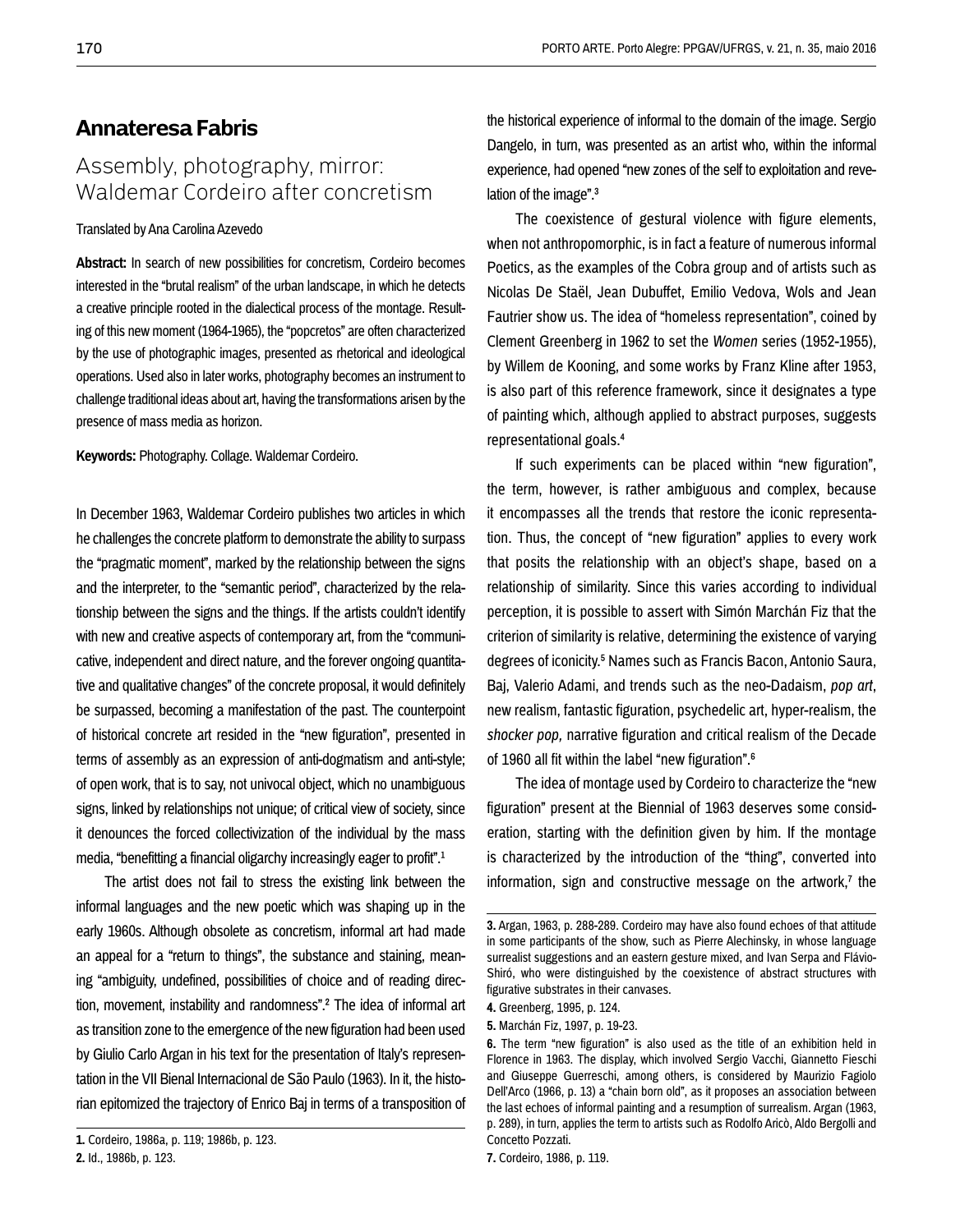# Annateresa Fabris

## Assembly, photography, mirror: Waldemar Cordeiro after concretism

Translated by Ana Carolina Azevedo

**Abstract:** In search of new possibilities for concretism, Cordeiro becomes interested in the "brutal realism" of the urban landscape, in which he detects a creative principle rooted in the dialectical process of the montage. Resulting of this new moment (1964-1965), the "popcretos" are often characterized by the use of photographic images, presented as rhetorical and ideological operations. Used also in later works, photography becomes an instrument to challenge traditional ideas about art, having the transformations arisen by the presence of mass media as horizon.

**Keywords:** Photography. Collage. Waldemar Cordeiro.

In December 1963, Waldemar Cordeiro publishes two articles in which he challenges the concrete platform to demonstrate the ability to surpass the "pragmatic moment", marked by the relationship between the signs and the interpreter, to the "semantic period", characterized by the relationship between the signs and the things. If the artists couldn't identify with new and creative aspects of contemporary art, from the "communicative, independent and direct nature, and the forever ongoing quantitative and qualitative changes" of the concrete proposal, it would definitely be surpassed, becoming a manifestation of the past. The counterpoint of historical concrete art resided in the "new figuration", presented in terms of assembly as an expression of anti-dogmatism and anti-style; of open work, that is to say, not univocal object, which no unambiguous signs, linked by relationships not unique; of critical view of society, since it denounces the forced collectivization of the individual by the mass media, "benefitting a financial oligarchy increasingly eager to profit".[1]

The artist does not fail to stress the existing link between the informal languages and the new poetic which was shaping up in the early 1960s. Although obsolete as concretism, informal art had made an appeal for a "return to things", the substance and staining, meaning "ambiguity, undefined, possibilities of choice and of reading direction, movement, instability and randomness".[2] The idea of informal art as transition zone to the emergence of the new figuration had been used by Giulio Carlo Argan in his text for the presentation of Italy's representation in the VII Bienal Internacional de São Paulo (1963). In it, the historian epitomized the trajectory of Enrico Baj in terms of a transposition of the historical experience of informal to the domain of the image. Sergio Dangelo, in turn, was presented as an artist who, within the informal experience, had opened "new zones of the self to exploitation and revelation of the image".[3]

The coexistence of gestural violence with figure elements, when not anthropomorphic, is in fact a feature of numerous informal Poetics, as the examples of the Cobra group and of artists such as Nicolas De Staël, Jean Dubuffet, Emilio Vedova, Wols and Jean Fautrier show us. The idea of "homeless representation", coined by Clement Greenberg in 1962 to set the *Women* series (1952-1955), by Willem de Kooning, and some works by Franz Kline after 1953, is also part of this reference framework, since it designates a type of painting which, although applied to abstract purposes, suggests representational goals.[4]

If such experiments can be placed within "new figuration", the term, however, is rather ambiguous and complex, because it encompasses all the trends that restore the iconic representation. Thus, the concept of "new figuration" applies to every work that posits the relationship with an object's shape, based on a relationship of similarity. Since this varies according to individual perception, it is possible to assert with Simón Marchán Fiz that the criterion of similarity is relative, determining the existence of varying degrees of iconicity.[5] Names such as Francis Bacon, Antonio Saura, Baj, Valerio Adami, and trends such as the neo-Dadaism, *pop art*, new realism, fantastic figuration, psychedelic art, hyper-realism, the *shocker pop,* narrative figuration and critical realism of the Decade of 1960 all fit within the label "new figuration".[6]

The idea of montage used by Cordeiro to characterize the "new figuration" present at the Biennial of 1963 deserves some consideration, starting with the definition given by him. If the montage is characterized by the introduction of the "thing", converted into information, sign and constructive message on the artwork,[7] the

---

**1.** Cordeiro, 1986a, p. 119; 1986b, p. 123.

**2.** Id., 1986b, p. 123.

**3.** Argan, 1963, p. 288-289. Cordeiro may have also found echoes of that attitude in some participants of the show, such as Pierre Alechinsky, in whose language surrealist suggestions and an eastern gesture mixed, and Ivan Serpa and Flávio-Shiró, who were distinguished by the coexistence of abstract structures with figurative substrates in their canvases.

**4.** Greenberg, 1995, p. 124.

**5.** Marchán Fiz, 1997, p. 19-23.

**6.** The term "new figuration" is also used as the title of an exhibition held in Florence in 1963. The display, which involved Sergio Vacchi, Giannetto Fieschi and Giuseppe Guerreschi, among others, is considered by Maurizio Fagiolo Dell'Arco (1966, p. 13) a "chain born old", as it proposes an association between the last echoes of informal painting and a resumption of surrealism. Argan (1963, p. 289), in turn, applies the term to artists such as Rodolfo Aricò, Aldo Bergolli and Concetto Pozzati.

**7.** Cordeiro, 1986, p. 119.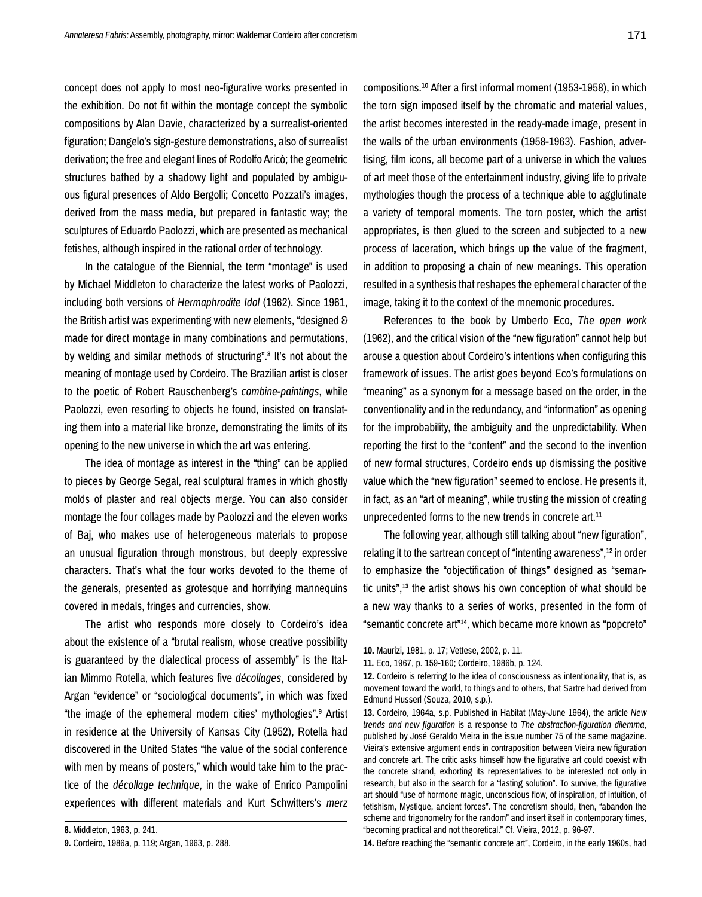concept does not apply to most neo-figurative works presented in the exhibition. Do not fit within the montage concept the symbolic compositions by Alan Davie, characterized by a surrealist-oriented figuration; Dangelo's sign-gesture demonstrations, also of surrealist derivation; the free and elegant lines of Rodolfo Aricò; the geometric structures bathed by a shadowy light and populated by ambiguous figural presences of Aldo Bergolli; Concetto Pozzati's images, derived from the mass media, but prepared in fantastic way; the sculptures of Eduardo Paolozzi, which are presented as mechanical fetishes, although inspired in the rational order of technology.

In the catalogue of the Biennial, the term "montage" is used by Michael Middleton to characterize the latest works of Paolozzi, including both versions of *Hermaphrodite Idol* (1962). Since 1961, the British artist was experimenting with new elements, "designed & made for direct montage in many combinations and permutations, by welding and similar methods of structuring".[8] It's not about the meaning of montage used by Cordeiro. The Brazilian artist is closer to the poetic of Robert Rauschenberg's *combine-paintings*, while Paolozzi, even resorting to objects he found, insisted on translating them into a material like bronze, demonstrating the limits of its opening to the new universe in which the art was entering.

The idea of montage as interest in the "thing" can be applied to pieces by George Segal, real sculptural frames in which ghostly molds of plaster and real objects merge. You can also consider montage the four collages made by Paolozzi and the eleven works of Baj, who makes use of heterogeneous materials to propose an unusual figuration through monstrous, but deeply expressive characters. That's what the four works devoted to the theme of the generals, presented as grotesque and horrifying mannequins covered in medals, fringes and currencies, show.

The artist who responds more closely to Cordeiro's idea about the existence of a "brutal realism, whose creative possibility is guaranteed by the dialectical process of assembly" is the Italian Mimmo Rotella, which features five *décollages*, considered by Argan "evidence" or "sociological documents", in which was fixed "the image of the ephemeral modern cities' mythologies".[9] Artist in residence at the University of Kansas City (1952), Rotella had discovered in the United States "the value of the social conference with men by means of posters," which would take him to the practice of the *décollage technique*, in the wake of Enrico Pampolini experiences with different materials and Kurt Schwitters's *merz* compositions.[10] After a first informal moment (1953-1958), in which the torn sign imposed itself by the chromatic and material values, the artist becomes interested in the ready-made image, present in the walls of the urban environments (1958-1963). Fashion, advertising, film icons, all become part of a universe in which the values of art meet those of the entertainment industry, giving life to private mythologies though the process of a technique able to agglutinate a variety of temporal moments. The torn poster, which the artist appropriates, is then glued to the screen and subjected to a new process of laceration, which brings up the value of the fragment, in addition to proposing a chain of new meanings. This operation resulted in a synthesis that reshapes the ephemeral character of the image, taking it to the context of the mnemonic procedures.

References to the book by Umberto Eco, *The open work* (1962), and the critical vision of the "new figuration" cannot help but arouse a question about Cordeiro's intentions when configuring this framework of issues. The artist goes beyond Eco's formulations on "meaning" as a synonym for a message based on the order, in the conventionality and in the redundancy, and "information" as opening for the improbability, the ambiguity and the unpredictability. When reporting the first to the "content" and the second to the invention of new formal structures, Cordeiro ends up dismissing the positive value which the "new figuration" seemed to enclose. He presents it, in fact, as an "art of meaning", while trusting the mission of creating unprecedented forms to the new trends in concrete art.[11]

The following year, although still talking about "new figuration", relating it to the sartrean concept of "intenting awareness",[12] in order to emphasize the "objectification of things" designed as "semantic units",[13] the artist shows his own conception of what should be a new way thanks to a series of works, presented in the form of "semantic concrete art"[14], which became more known as "popcreto"

**8.** Middleton, 1963, p. 241.

**9.** Cordeiro, 1986a, p. 119; Argan, 1963, p. 288.

**10.** Maurizi, 1981, p. 17; Vettese, 2002, p. 11.

**11.** Eco, 1967, p. 159-160; Cordeiro, 1986b, p. 124.

**12.** Cordeiro is referring to the idea of consciousness as intentionality, that is, as movement toward the world, to things and to others, that Sartre had derived from Edmund Husserl (Souza, 2010, s.p.).

**13.** Cordeiro, 1964a, s.p. Published in Habitat (May-June 1964), the article *New trends and new figuration* is a response to *The abstraction-figuration dilemma*, published by José Geraldo Vieira in the issue number 75 of the same magazine. Vieira's extensive argument ends in contraposition between Vieira new figuration and concrete art. The critic asks himself how the figurative art could coexist with the concrete strand, exhorting its representatives to be interested not only in research, but also in the search for a "lasting solution". To survive, the figurative art should "use of hormone magic, unconscious flow, of inspiration, of intuition, of fetishism, Mystique, ancient forces". The concretism should, then, "abandon the scheme and trigonometry for the random" and insert itself in contemporary times, "becoming practical and not theoretical." Cf. Vieira, 2012, p. 96-97.

**14.** Before reaching the "semantic concrete art", Cordeiro, in the early 1960s, had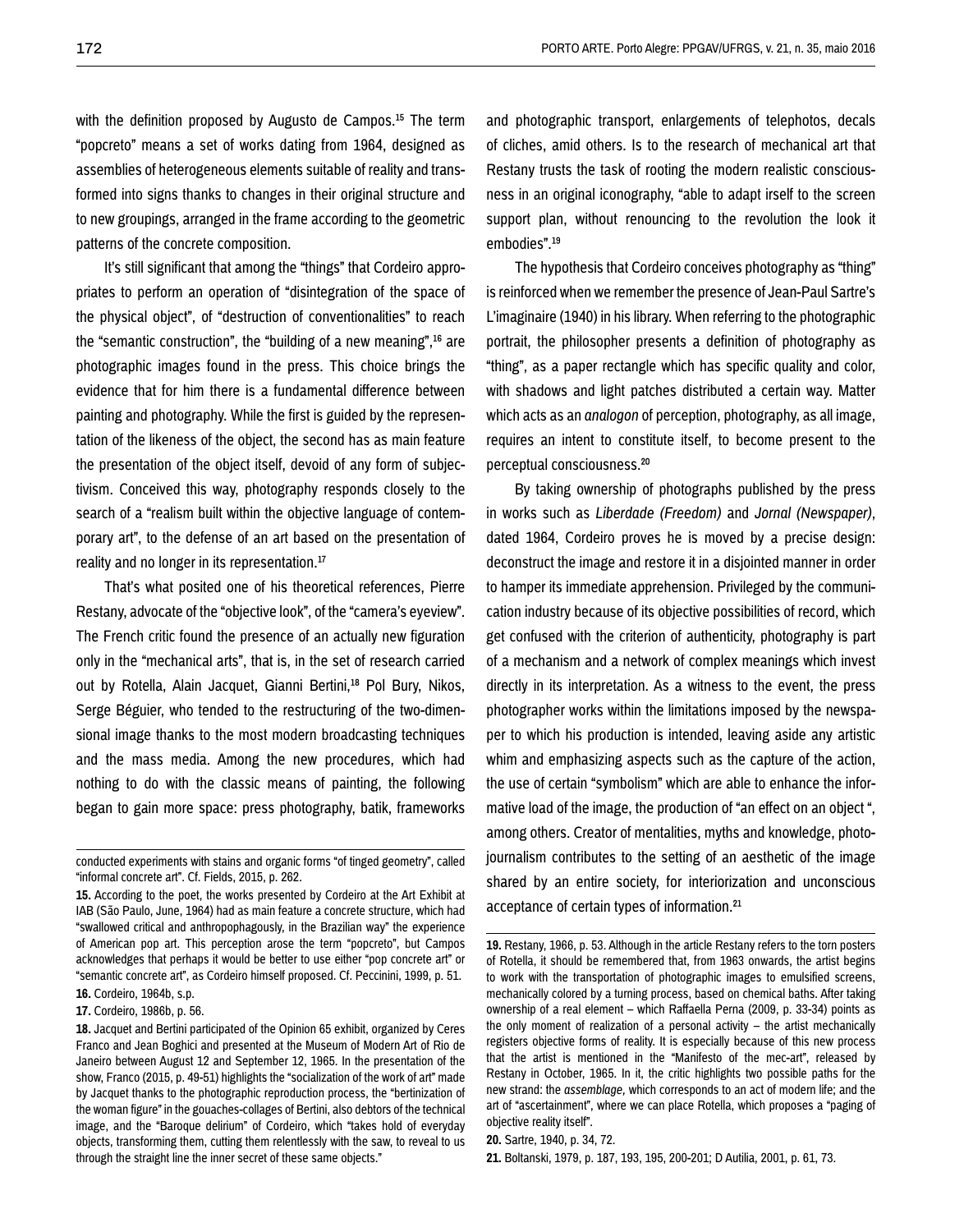with the definition proposed by Augusto de Campos.[15] The term "popcreto" means a set of works dating from 1964, designed as assemblies of heterogeneous elements suitable of reality and transformed into signs thanks to changes in their original structure and to new groupings, arranged in the frame according to the geometric patterns of the concrete composition.

It's still significant that among the "things" that Cordeiro appropriates to perform an operation of "disintegration of the space of the physical object", of "destruction of conventionalities" to reach the "semantic construction", the "building of a new meaning",[16] are photographic images found in the press. This choice brings the evidence that for him there is a fundamental difference between painting and photography. While the first is guided by the representation of the likeness of the object, the second has as main feature the presentation of the object itself, devoid of any form of subjectivism. Conceived this way, photography responds closely to the search of a "realism built within the objective language of contemporary art", to the defense of an art based on the presentation of reality and no longer in its representation.[17]

That's what posited one of his theoretical references, Pierre Restany, advocate of the "objective look", of the "camera's eyeview". The French critic found the presence of an actually new figuration only in the "mechanical arts", that is, in the set of research carried out by Rotella, Alain Jacquet, Gianni Bertini,[18] Pol Bury, Nikos, Serge Béguier, who tended to the restructuring of the two-dimensional image thanks to the most modern broadcasting techniques and the mass media. Among the new procedures, which had nothing to do with the classic means of painting, the following began to gain more space: press photography, batik, frameworks and photographic transport, enlargements of telephotos, decals of cliches, amid others. Is to the research of mechanical art that Restany trusts the task of rooting the modern realistic consciousness in an original iconography, "able to adapt irself to the screen support plan, without renouncing to the revolution the look it embodies".[19]

The hypothesis that Cordeiro conceives photography as "thing" is reinforced when we remember the presence of Jean-Paul Sartre's L'imaginaire (1940) in his library. When referring to the photographic portrait, the philosopher presents a definition of photography as "thing", as a paper rectangle which has specific quality and color, with shadows and light patches distributed a certain way. Matter which acts as an *analogon* of perception, photography, as all image, requires an intent to constitute itself, to become present to the perceptual consciousness.[20]

By taking ownership of photographs published by the press in works such as *Liberdade (Freedom)* and *Jornal (Newspaper)*, dated 1964, Cordeiro proves he is moved by a precise design: deconstruct the image and restore it in a disjointed manner in order to hamper its immediate apprehension. Privileged by the communication industry because of its objective possibilities of record, which get confused with the criterion of authenticity, photography is part of a mechanism and a network of complex meanings which invest directly in its interpretation. As a witness to the event, the press photographer works within the limitations imposed by the newspaper to which his production is intended, leaving aside any artistic whim and emphasizing aspects such as the capture of the action, the use of certain "symbolism" which are able to enhance the informative load of the image, the production of "an effect on an object ", among others. Creator of mentalities, myths and knowledge, photojournalism contributes to the setting of an aesthetic of the image shared by an entire society, for interiorization and unconscious acceptance of certain types of information.[21]

---

conducted experiments with stains and organic forms "of tinged geometry", called "informal concrete art". Cf. Fields, 2015, p. 262.

**15.** According to the poet, the works presented by Cordeiro at the Art Exhibit at IAB (São Paulo, June, 1964) had as main feature a concrete structure, which had "swallowed critical and anthropophagously, in the Brazilian way" the experience of American pop art. This perception arose the term "popcreto", but Campos acknowledges that perhaps it would be better to use either "pop concrete art" or "semantic concrete art", as Cordeiro himself proposed. Cf. Peccinini, 1999, p. 51.

**16.** Cordeiro, 1964b, s.p.

**17.** Cordeiro, 1986b, p. 56.

**18.** Jacquet and Bertini participated of the Opinion 65 exhibit, organized by Ceres Franco and Jean Boghici and presented at the Museum of Modern Art of Rio de Janeiro between August 12 and September 12, 1965. In the presentation of the show, Franco (2015, p. 49-51) highlights the "socialization of the work of art" made by Jacquet thanks to the photographic reproduction process, the "bertinization of the woman figure" in the gouaches-collages of Bertini, also debtors of the technical image, and the "Baroque delirium" of Cordeiro, which "takes hold of everyday objects, transforming them, cutting them relentlessly with the saw, to reveal to us through the straight line the inner secret of these same objects."

**19.** Restany, 1966, p. 53. Although in the article Restany refers to the torn posters of Rotella, it should be remembered that, from 1963 onwards, the artist begins to work with the transportation of photographic images to emulsified screens, mechanically colored by a turning process, based on chemical baths. After taking ownership of a real element – which Raffaella Perna (2009, p. 33-34) points as the only moment of realization of a personal activity – the artist mechanically registers objective forms of reality. It is especially because of this new process that the artist is mentioned in the "Manifesto of the mec-art", released by Restany in October, 1965. In it, the critic highlights two possible paths for the new strand: the *assemblage*, which corresponds to an act of modern life; and the art of "ascertainment", where we can place Rotella, which proposes a "paging of objective reality itself".

**20.** Sartre, 1940, p. 34, 72.

**21.** Boltanski, 1979, p. 187, 193, 195, 200-201; D Autilia, 2001, p. 61, 73.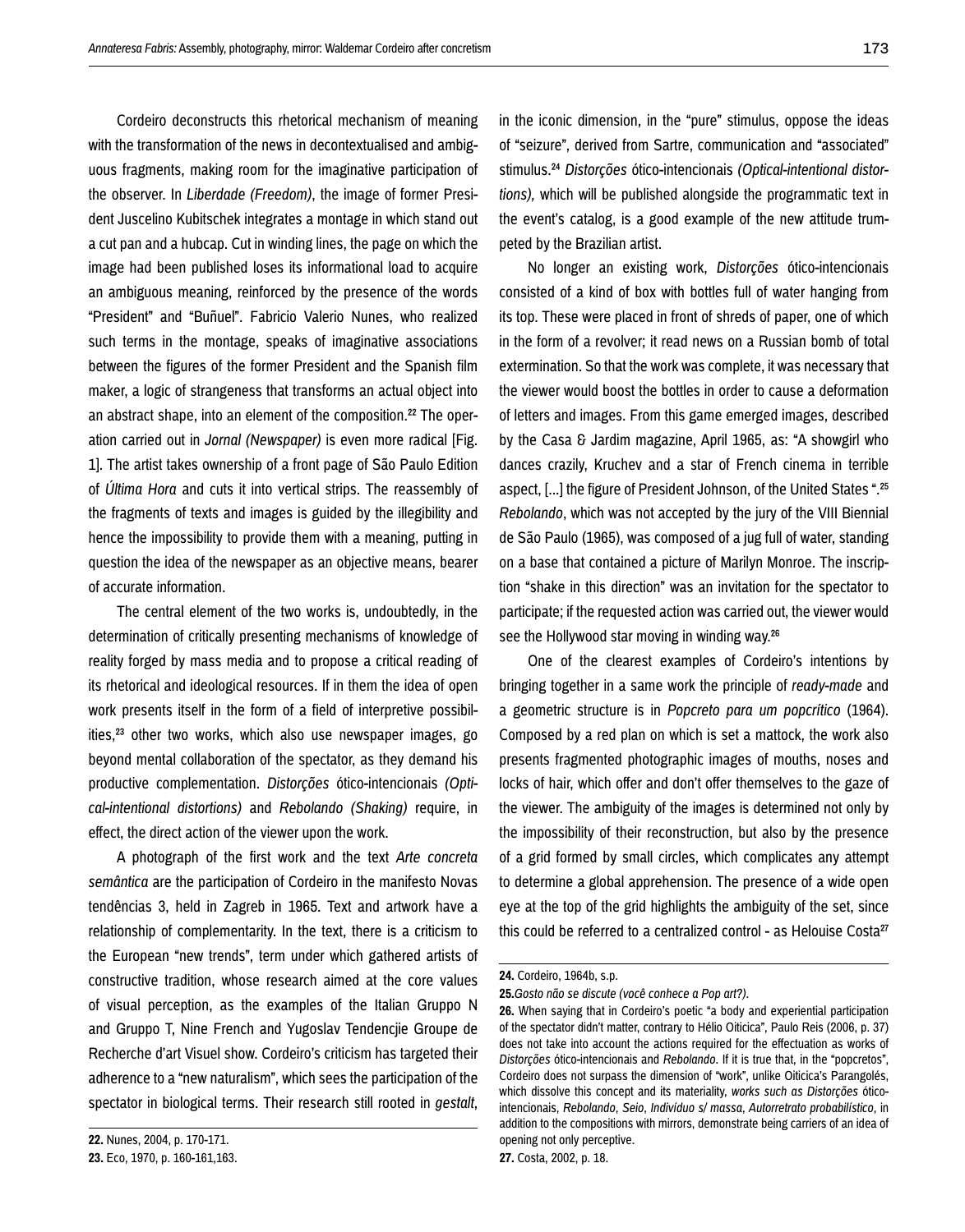Cordeiro deconstructs this rhetorical mechanism of meaning with the transformation of the news in decontextualised and ambiguous fragments, making room for the imaginative participation of the observer. In *Liberdade (Freedom)*, the image of former President Juscelino Kubitschek integrates a montage in which stand out a cut pan and a hubcap. Cut in winding lines, the page on which the image had been published loses its informational load to acquire an ambiguous meaning, reinforced by the presence of the words "President" and "Buñuel". Fabricio Valerio Nunes, who realized such terms in the montage, speaks of imaginative associations between the figures of the former President and the Spanish film maker, a logic of strangeness that transforms an actual object into an abstract shape, into an element of the composition.[22] The operation carried out in *Jornal (Newspaper)* is even more radical [Fig. 1]. The artist takes ownership of a front page of São Paulo Edition of *Última Hora* and cuts it into vertical strips. The reassembly of the fragments of texts and images is guided by the illegibility and hence the impossibility to provide them with a meaning, putting in question the idea of the newspaper as an objective means, bearer of accurate information.

The central element of the two works is, undoubtedly, in the determination of critically presenting mechanisms of knowledge of reality forged by mass media and to propose a critical reading of its rhetorical and ideological resources. If in them the idea of open work presents itself in the form of a field of interpretive possibilities,[23] other two works, which also use newspaper images, go beyond mental collaboration of the spectator, as they demand his productive complementation. *Distorções* ótico-intencionais *(Optical-intentional distortions)* and *Rebolando (Shaking)* require, in effect, the direct action of the viewer upon the work.

A photograph of the first work and the text *Arte concreta semântica* are the participation of Cordeiro in the manifesto Novas tendências 3, held in Zagreb in 1965. Text and artwork have a relationship of complementarity. In the text, there is a criticism to the European "new trends", term under which gathered artists of constructive tradition, whose research aimed at the core values of visual perception, as the examples of the Italian Gruppo N and Gruppo T, Nine French and Yugoslav Tendencjie Groupe de Recherche d'art Visuel show. Cordeiro's criticism has targeted their adherence to a "new naturalism", which sees the participation of the spectator in biological terms. Their research still rooted in *gestalt*, in the iconic dimension, in the "pure" stimulus, oppose the ideas of "seizure", derived from Sartre, communication and "associated" stimulus.[24] *Distorções* ótico-intencionais *(Optical-intentional distortions),* which will be published alongside the programmatic text in the event's catalog, is a good example of the new attitude trumpeted by the Brazilian artist.

No longer an existing work, *Distorções* ótico-intencionais consisted of a kind of box with bottles full of water hanging from its top. These were placed in front of shreds of paper, one of which in the form of a revolver; it read news on a Russian bomb of total extermination. So that the work was complete, it was necessary that the viewer would boost the bottles in order to cause a deformation of letters and images. From this game emerged images, described by the Casa & Jardim magazine, April 1965, as: "A showgirl who dances crazily, Kruchev and a star of French cinema in terrible aspect, [...] the figure of President Johnson, of the United States ".[25] *Rebolando*, which was not accepted by the jury of the VIII Biennial de São Paulo (1965), was composed of a jug full of water, standing on a base that contained a picture of Marilyn Monroe. The inscription "shake in this direction" was an invitation for the spectator to participate; if the requested action was carried out, the viewer would see the Hollywood star moving in winding way.[26]

One of the clearest examples of Cordeiro's intentions by bringing together in a same work the principle of *ready-made* and a geometric structure is in *Popcreto para um popcrítico* (1964). Composed by a red plan on which is set a mattock, the work also presents fragmented photographic images of mouths, noses and locks of hair, which offer and don't offer themselves to the gaze of the viewer. The ambiguity of the images is determined not only by the impossibility of their reconstruction, but also by the presence of a grid formed by small circles, which complicates any attempt to determine a global apprehension. The presence of a wide open eye at the top of the grid highlights the ambiguity of the set, since this could be referred to a centralized control - as Helouise Costa[27]

---

**22.** Nunes, 2004, p. 170-171.

**23.** Eco, 1970, p. 160-161,163.

**24.** Cordeiro, 1964b, s.p.

**25.** *Gosto não se discute (você conhece a Pop art?).*

**26.** When saying that in Cordeiro's poetic "a body and experiential participation of the spectator didn't matter, contrary to Hélio Oiticica", Paulo Reis (2006, p. 37) does not take into account the actions required for the effectuation as works of *Distorções* ótico-intencionais and *Rebolando*. If it is true that, in the "popcretos", Cordeiro does not surpass the dimension of "work", unlike Oiticica's Parangolés, which dissolve this concept and its materiality, *works such as Distorções* ótico-intencionais, *Rebolando*, *Seio*, *Indivíduo s/ massa*, *Autorretrato probabilístico*, in addition to the compositions with mirrors, demonstrate being carriers of an idea of opening not only perceptive.

**27.** Costa, 2002, p. 18.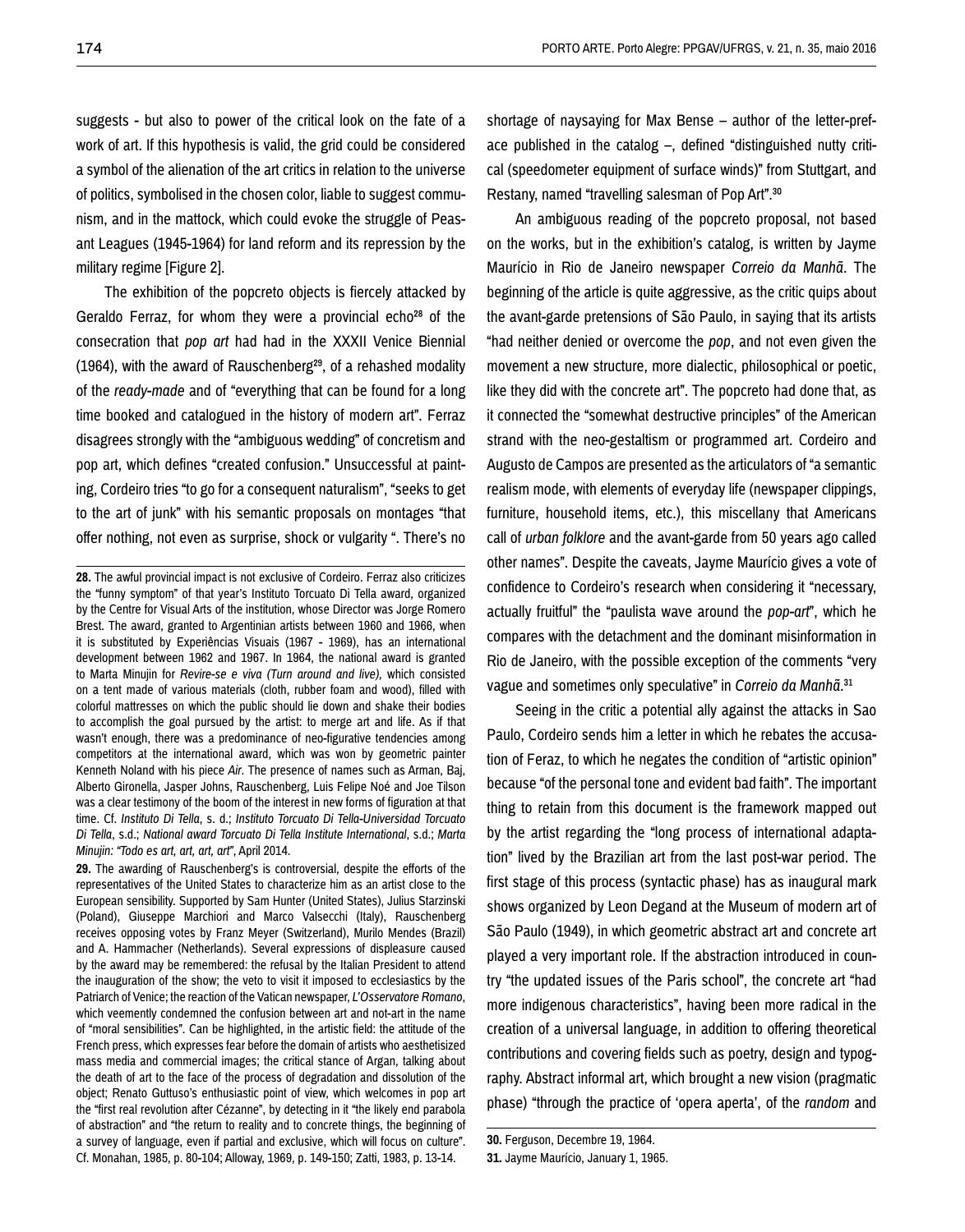suggests - but also to power of the critical look on the fate of a work of art. If this hypothesis is valid, the grid could be considered a symbol of the alienation of the art critics in relation to the universe of politics, symbolised in the chosen color, liable to suggest communism, and in the mattock, which could evoke the struggle of Peasant Leagues (1945-1964) for land reform and its repression by the military regime [Figure 2].

The exhibition of the popcreto objects is fiercely attacked by Geraldo Ferraz, for whom they were a provincial echo[28] of the consecration that *pop art* had had in the XXXII Venice Biennial (1964), with the award of Rauschenberg[29], of a rehashed modality of the *ready-made* and of "everything that can be found for a long time booked and catalogued in the history of modern art". Ferraz disagrees strongly with the "ambiguous wedding" of concretism and pop art, which defines "created confusion." Unsuccessful at painting, Cordeiro tries "to go for a consequent naturalism", "seeks to get to the art of junk" with his semantic proposals on montages "that offer nothing, not even as surprise, shock or vulgarity ". There's no shortage of naysaying for Max Bense – author of the letter-preface published in the catalog –, defined "distinguished nutty critical (speedometer equipment of surface winds)" from Stuttgart, and Restany, named "travelling salesman of Pop Art".[30]

An ambiguous reading of the popcreto proposal, not based on the works, but in the exhibition's catalog, is written by Jayme Maurício in Rio de Janeiro newspaper *Correio da Manhã*. The beginning of the article is quite aggressive, as the critic quips about the avant-garde pretensions of São Paulo, in saying that its artists "had neither denied or overcome the *pop*, and not even given the movement a new structure, more dialectic, philosophical or poetic, like they did with the concrete art". The popcreto had done that, as it connected the "somewhat destructive principles" of the American strand with the neo-gestaltism or programmed art. Cordeiro and Augusto de Campos are presented as the articulators of "a semantic realism mode, with elements of everyday life (newspaper clippings, furniture, household items, etc.), this miscellany that Americans call of *urban folklore* and the avant-garde from 50 years ago called other names". Despite the caveats, Jayme Maurício gives a vote of confidence to Cordeiro's research when considering it "necessary, actually fruitful" the "paulista wave around the *pop-art*", which he compares with the detachment and the dominant misinformation in Rio de Janeiro, with the possible exception of the comments "very vague and sometimes only speculative" in *Correio da Manhã*.[31]

Seeing in the critic a potential ally against the attacks in Sao Paulo, Cordeiro sends him a letter in which he rebates the accusation of Feraz, to which he negates the condition of "artistic opinion" because "of the personal tone and evident bad faith". The important thing to retain from this document is the framework mapped out by the artist regarding the "long process of international adaptation" lived by the Brazilian art from the last post-war period. The first stage of this process (syntactic phase) has as inaugural mark shows organized by Leon Degand at the Museum of modern art of São Paulo (1949), in which geometric abstract art and concrete art played a very important role. If the abstraction introduced in country "the updated issues of the Paris school", the concrete art "had more indigenous characteristics", having been more radical in the creation of a universal language, in addition to offering theoretical contributions and covering fields such as poetry, design and typography. Abstract informal art, which brought a new vision (pragmatic phase) "through the practice of 'opera aperta', of the *random* and

---

**28.** The awful provincial impact is not exclusive of Cordeiro. Ferraz also criticizes the "funny symptom" of that year's Instituto Torcuato Di Tella award, organized by the Centre for Visual Arts of the institution, whose Director was Jorge Romero Brest. The award, granted to Argentinian artists between 1960 and 1966, when it is substituted by Experiências Visuais (1967 - 1969), has an international development between 1962 and 1967. In 1964, the national award is granted to Marta Minujin for *Revire-se e viva (Turn around and live),* which consisted on a tent made of various materials (cloth, rubber foam and wood), filled with colorful mattresses on which the public should lie down and shake their bodies to accomplish the goal pursued by the artist: to merge art and life. As if that wasn't enough, there was a predominance of neo-figurative tendencies among competitors at the international award, which was won by geometric painter Kenneth Noland with his piece *Air*. The presence of names such as Arman, Baj, Alberto Gironella, Jasper Johns, Rauschenberg, Luis Felipe Noé and Joe Tilson was a clear testimony of the boom of the interest in new forms of figuration at that time. Cf. *Instituto Di Tella*, s. d.; *Instituto Torcuato Di Tella-Universidad Torcuato Di Tella*, s.d.; *National award Torcuato Di Tella Institute International*, s.d.; *Marta Minujin: "Todo es art, art, art, art"*, April 2014.

**29.** The awarding of Rauschenberg's is controversial, despite the efforts of the representatives of the United States to characterize him as an artist close to the European sensibility. Supported by Sam Hunter (United States), Julius Starzinski (Poland), Giuseppe Marchiori and Marco Valsecchi (Italy), Rauschenberg receives opposing votes by Franz Meyer (Switzerland), Murilo Mendes (Brazil) and A. Hammacher (Netherlands). Several expressions of displeasure caused by the award may be remembered: the refusal by the Italian President to attend the inauguration of the show; the veto to visit it imposed to ecclesiastics by the Patriarch of Venice; the reaction of the Vatican newspaper, *L'Osservatore Romano*, which veemently condemned the confusion between art and not-art in the name of "moral sensibilities". Can be highlighted, in the artistic field: the attitude of the French press, which expresses fear before the domain of artists who aesthetisized mass media and commercial images; the critical stance of Argan, talking about the death of art to the face of the process of degradation and dissolution of the object; Renato Guttuso's enthusiastic point of view, which welcomes in pop art the "first real revolution after Cézanne", by detecting in it "the likely end parabola of abstraction" and "the return to reality and to concrete things, the beginning of a survey of language, even if partial and exclusive, which will focus on culture". Cf. Monahan, 1985, p. 80-104; Alloway, 1969, p. 149-150; Zatti, 1983, p. 13-14.

**30.** Ferguson, Decembre 19, 1964.

**31.** Jayme Maurício, January 1, 1965.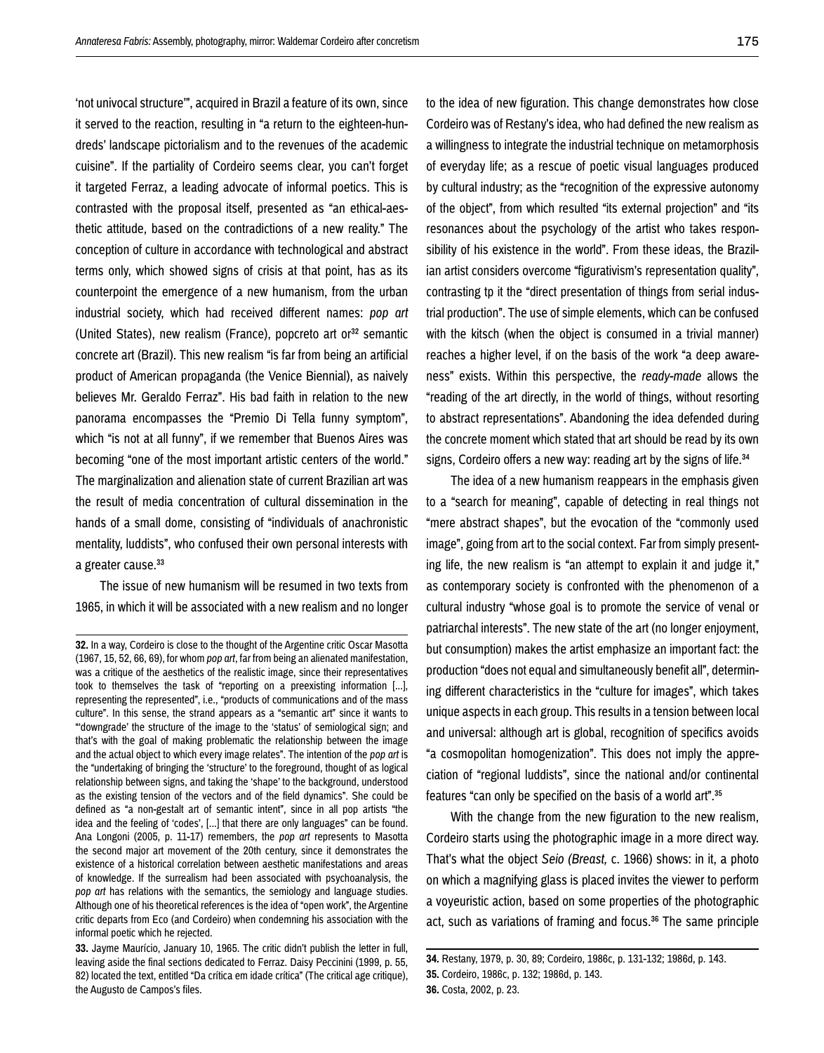'not univocal structure'", acquired in Brazil a feature of its own, since it served to the reaction, resulting in "a return to the eighteen-hundreds' landscape pictorialism and to the revenues of the academic cuisine". If the partiality of Cordeiro seems clear, you can't forget it targeted Ferraz, a leading advocate of informal poetics. This is contrasted with the proposal itself, presented as "an ethical-aesthetic attitude, based on the contradictions of a new reality." The conception of culture in accordance with technological and abstract terms only, which showed signs of crisis at that point, has as its counterpoint the emergence of a new humanism, from the urban industrial society, which had received different names: *pop art* (United States), new realism (France), popcreto art or[32] semantic concrete art (Brazil). This new realism "is far from being an artificial product of American propaganda (the Venice Biennial), as naively believes Mr. Geraldo Ferraz". His bad faith in relation to the new panorama encompasses the "Premio Di Tella funny symptom", which "is not at all funny", if we remember that Buenos Aires was becoming "one of the most important artistic centers of the world." The marginalization and alienation state of current Brazilian art was the result of media concentration of cultural dissemination in the hands of a small dome, consisting of "individuals of anachronistic mentality, luddists", who confused their own personal interests with a greater cause.[33]

The issue of new humanism will be resumed in two texts from 1965, in which it will be associated with a new realism and no longer to the idea of new figuration. This change demonstrates how close Cordeiro was of Restany's idea, who had defined the new realism as a willingness to integrate the industrial technique on metamorphosis of everyday life; as a rescue of poetic visual languages produced by cultural industry; as the "recognition of the expressive autonomy of the object", from which resulted "its external projection" and "its resonances about the psychology of the artist who takes responsibility of his existence in the world". From these ideas, the Brazilian artist considers overcome "figurativism's representation quality", contrasting tp it the "direct presentation of things from serial industrial production". The use of simple elements, which can be confused with the kitsch (when the object is consumed in a trivial manner) reaches a higher level, if on the basis of the work "a deep awareness" exists. Within this perspective, the *ready-made* allows the "reading of the art directly, in the world of things, without resorting to abstract representations". Abandoning the idea defended during the concrete moment which stated that art should be read by its own signs, Cordeiro offers a new way: reading art by the signs of life.[34]

The idea of a new humanism reappears in the emphasis given to a "search for meaning", capable of detecting in real things not "mere abstract shapes", but the evocation of the "commonly used image", going from art to the social context. Far from simply presenting life, the new realism is "an attempt to explain it and judge it," as contemporary society is confronted with the phenomenon of a cultural industry "whose goal is to promote the service of venal or patriarchal interests". The new state of the art (no longer enjoyment, but consumption) makes the artist emphasize an important fact: the production "does not equal and simultaneously benefit all", determining different characteristics in the "culture for images", which takes unique aspects in each group. This results in a tension between local and universal: although art is global, recognition of specifics avoids "a cosmopolitan homogenization". This does not imply the appreciation of "regional luddists", since the national and/or continental features "can only be specified on the basis of a world art".[35]

With the change from the new figuration to the new realism, Cordeiro starts using the photographic image in a more direct way. That's what the object *Seio (Breast,* c. 1966) shows: in it, a photo on which a magnifying glass is placed invites the viewer to perform a voyeuristic action, based on some properties of the photographic act, such as variations of framing and focus.[36] The same principle

---

**32.** In a way, Cordeiro is close to the thought of the Argentine critic Oscar Masotta (1967, 15, 52, 66, 69), for whom *pop art*, far from being an alienated manifestation, was a critique of the aesthetics of the realistic image, since their representatives took to themselves the task of "reporting on a preexisting information [...], representing the represented", i.e., "products of communications and of the mass culture". In this sense, the strand appears as a "semantic art" since it wants to "'downgrade' the structure of the image to the 'status' of semiological sign; and that's with the goal of making problematic the relationship between the image and the actual object to which every image relates". The intention of the *pop art* is the "undertaking of bringing the 'structure' to the foreground, thought of as logical relationship between signs, and taking the 'shape' to the background, understood as the existing tension of the vectors and of the field dynamics". She could be defined as "a non-gestalt art of semantic intent", since in all pop artists "the idea and the feeling of 'codes', [...] that there are only languages" can be found. Ana Longoni (2005, p. 11-17) remembers, the *pop art* represents to Masotta the second major art movement of the 20th century, since it demonstrates the existence of a historical correlation between aesthetic manifestations and areas of knowledge. If the surrealism had been associated with psychoanalysis, the *pop art* has relations with the semantics, the semiology and language studies. Although one of his theoretical references is the idea of "open work", the Argentine critic departs from Eco (and Cordeiro) when condemning his association with the informal poetic which he rejected.

**33.** Jayme Maurício, January 10, 1965. The critic didn't publish the letter in full, leaving aside the final sections dedicated to Ferraz. Daisy Peccinini (1999, p. 55, 82) located the text, entitled "Da crítica em idade crítica" (The critical age critique), the Augusto de Campos's files.

**34.** Restany, 1979, p. 30, 89; Cordeiro, 1986c, p. 131-132; 1986d, p. 143.

**35.** Cordeiro, 1986c, p. 132; 1986d, p. 143.

**36.** Costa, 2002, p. 23.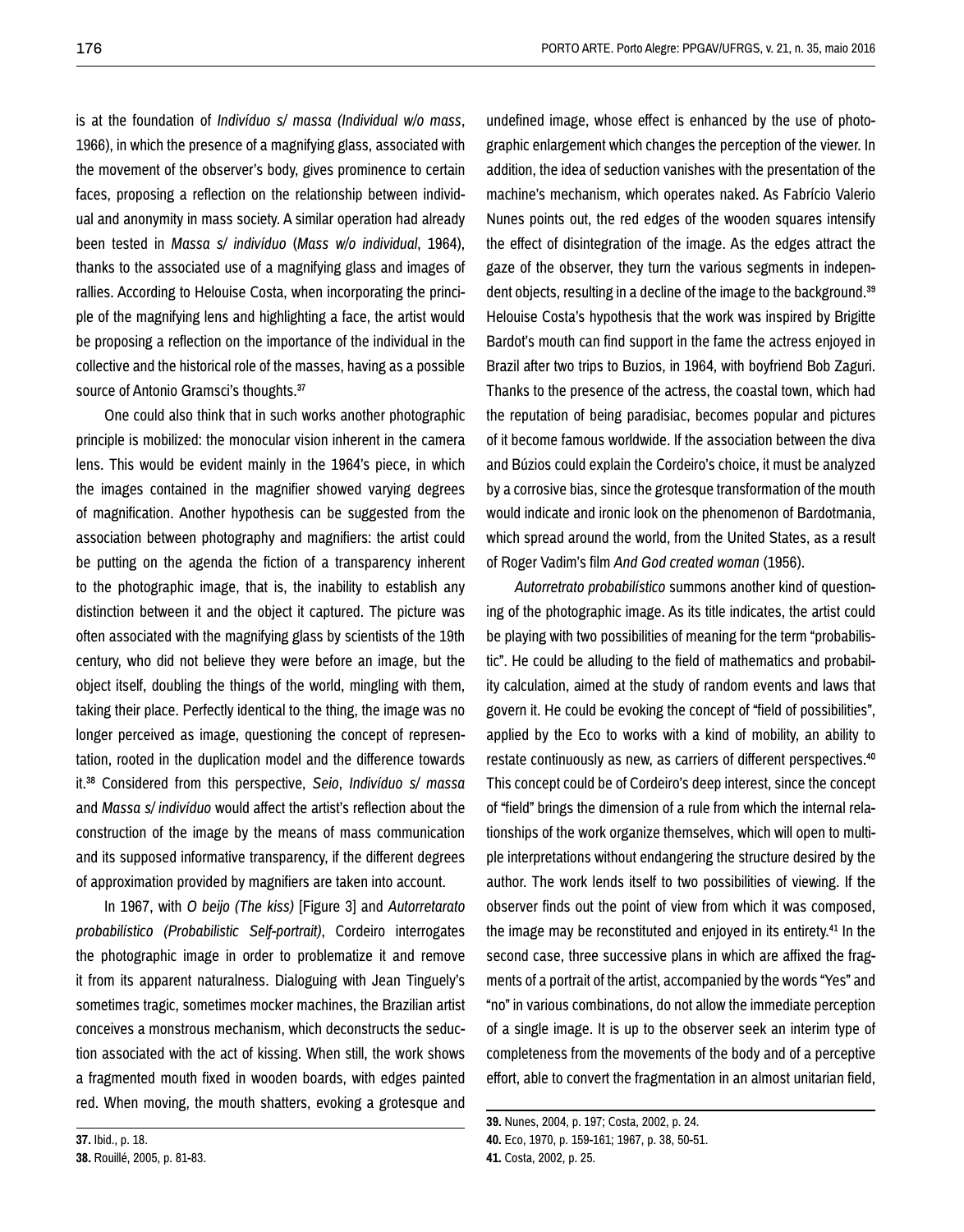is at the foundation of *Indivíduo s/ massa (Individual w/o mass*, 1966), in which the presence of a magnifying glass, associated with the movement of the observer's body, gives prominence to certain faces, proposing a reflection on the relationship between individual and anonymity in mass society. A similar operation had already been tested in *Massa s/ indivíduo* (*Mass w/o individual*, 1964), thanks to the associated use of a magnifying glass and images of rallies. According to Helouise Costa, when incorporating the principle of the magnifying lens and highlighting a face, the artist would be proposing a reflection on the importance of the individual in the collective and the historical role of the masses, having as a possible source of Antonio Gramsci's thoughts.[37]

One could also think that in such works another photographic principle is mobilized: the monocular vision inherent in the camera lens. This would be evident mainly in the 1964's piece, in which the images contained in the magnifier showed varying degrees of magnification. Another hypothesis can be suggested from the association between photography and magnifiers: the artist could be putting on the agenda the fiction of a transparency inherent to the photographic image, that is, the inability to establish any distinction between it and the object it captured. The picture was often associated with the magnifying glass by scientists of the 19th century, who did not believe they were before an image, but the object itself, doubling the things of the world, mingling with them, taking their place. Perfectly identical to the thing, the image was no longer perceived as image, questioning the concept of representation, rooted in the duplication model and the difference towards it.[38] Considered from this perspective, *Seio*, *Indivíduo s/ massa* and *Massa s/ indivíduo* would affect the artist's reflection about the construction of the image by the means of mass communication and its supposed informative transparency, if the different degrees of approximation provided by magnifiers are taken into account.

In 1967, with *O beijo (The kiss)* [Figure 3] and *Autorretarato probabilístico (Probabilistic Self-portrait)*, Cordeiro interrogates the photographic image in order to problematize it and remove it from its apparent naturalness. Dialoguing with Jean Tinguely's sometimes tragic, sometimes mocker machines, the Brazilian artist conceives a monstrous mechanism, which deconstructs the seduction associated with the act of kissing. When still, the work shows a fragmented mouth fixed in wooden boards, with edges painted red. When moving, the mouth shatters, evoking a grotesque and undefined image, whose effect is enhanced by the use of photographic enlargement which changes the perception of the viewer. In addition, the idea of seduction vanishes with the presentation of the machine's mechanism, which operates naked. As Fabrício Valerio Nunes points out, the red edges of the wooden squares intensify the effect of disintegration of the image. As the edges attract the gaze of the observer, they turn the various segments in independent objects, resulting in a decline of the image to the background.[39] Helouise Costa's hypothesis that the work was inspired by Brigitte Bardot's mouth can find support in the fame the actress enjoyed in Brazil after two trips to Buzios, in 1964, with boyfriend Bob Zaguri. Thanks to the presence of the actress, the coastal town, which had the reputation of being paradisiac, becomes popular and pictures of it become famous worldwide. If the association between the diva and Búzios could explain the Cordeiro's choice, it must be analyzed by a corrosive bias, since the grotesque transformation of the mouth would indicate and ironic look on the phenomenon of Bardotmania, which spread around the world, from the United States, as a result of Roger Vadim's film *And God created woman* (1956).

*Autorretrato probabilístico* summons another kind of questioning of the photographic image. As its title indicates, the artist could be playing with two possibilities of meaning for the term "probabilistic". He could be alluding to the field of mathematics and probability calculation, aimed at the study of random events and laws that govern it. He could be evoking the concept of "field of possibilities", applied by the Eco to works with a kind of mobility, an ability to restate continuously as new, as carriers of different perspectives.[40] This concept could be of Cordeiro's deep interest, since the concept of "field" brings the dimension of a rule from which the internal relationships of the work organize themselves, which will open to multiple interpretations without endangering the structure desired by the author. The work lends itself to two possibilities of viewing. If the observer finds out the point of view from which it was composed, the image may be reconstituted and enjoyed in its entirety.[41] In the second case, three successive plans in which are affixed the fragments of a portrait of the artist, accompanied by the words "Yes" and "no" in various combinations, do not allow the immediate perception of a single image. It is up to the observer seek an interim type of completeness from the movements of the body and of a perceptive effort, able to convert the fragmentation in an almost unitarian field,

---

**37.** Ibid., p. 18.

**38.** Rouillé, 2005, p. 81-83.

**39.** Nunes, 2004, p. 197; Costa, 2002, p. 24.

**40.** Eco, 1970, p. 159-161; 1967, p. 38, 50-51.

**41.** Costa, 2002, p. 25.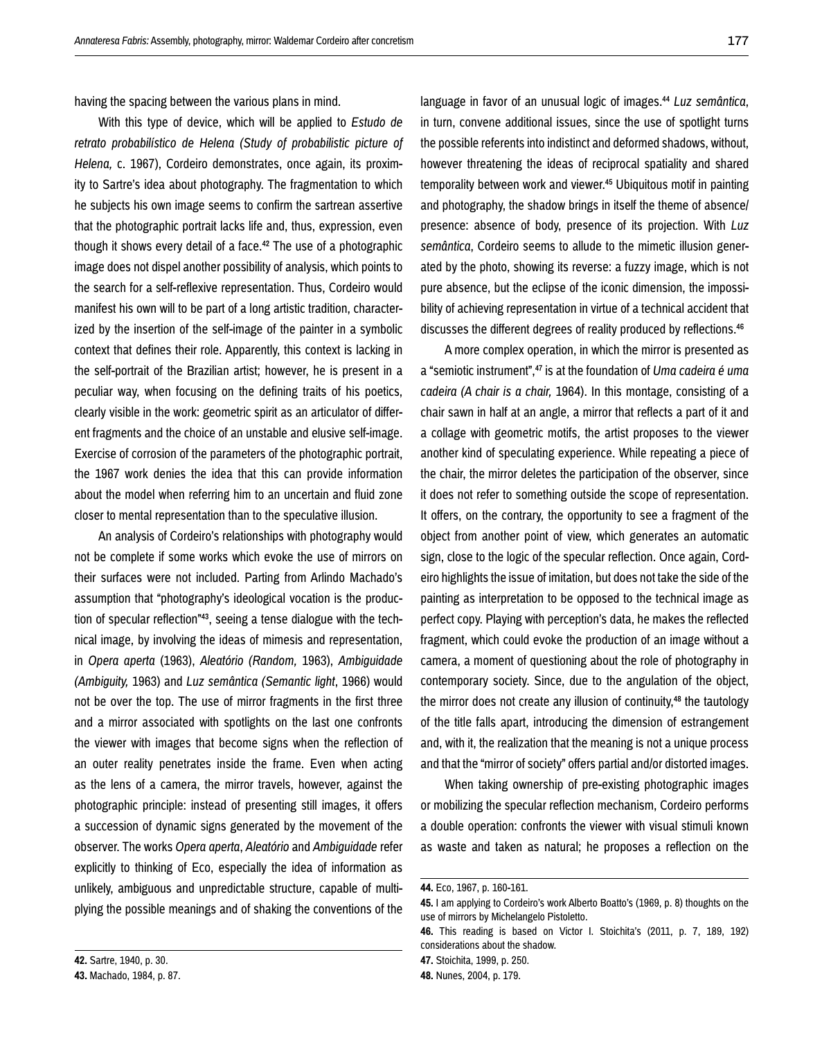having the spacing between the various plans in mind.

With this type of device, which will be applied to *Estudo de retrato probabilístico de Helena (Study of probabilistic picture of Helena,* c. 1967), Cordeiro demonstrates, once again, its proximity to Sartre's idea about photography. The fragmentation to which he subjects his own image seems to confirm the sartrean assertive that the photographic portrait lacks life and, thus, expression, even though it shows every detail of a face.[42] The use of a photographic image does not dispel another possibility of analysis, which points to the search for a self-reflexive representation. Thus, Cordeiro would manifest his own will to be part of a long artistic tradition, characterized by the insertion of the self-image of the painter in a symbolic context that defines their role. Apparently, this context is lacking in the self-portrait of the Brazilian artist; however, he is present in a peculiar way, when focusing on the defining traits of his poetics, clearly visible in the work: geometric spirit as an articulator of different fragments and the choice of an unstable and elusive self-image. Exercise of corrosion of the parameters of the photographic portrait, the 1967 work denies the idea that this can provide information about the model when referring him to an uncertain and fluid zone closer to mental representation than to the speculative illusion.

An analysis of Cordeiro's relationships with photography would not be complete if some works which evoke the use of mirrors on their surfaces were not included. Parting from Arlindo Machado's assumption that "photography's ideological vocation is the production of specular reflection"[43], seeing a tense dialogue with the technical image, by involving the ideas of mimesis and representation, in *Opera aperta* (1963), *Aleatório (Random,* 1963), *Ambiguidade (Ambiguity,* 1963) and *Luz semântica (Semantic light*, 1966) would not be over the top. The use of mirror fragments in the first three and a mirror associated with spotlights on the last one confronts the viewer with images that become signs when the reflection of an outer reality penetrates inside the frame. Even when acting as the lens of a camera, the mirror travels, however, against the photographic principle: instead of presenting still images, it offers a succession of dynamic signs generated by the movement of the observer. The works *Opera aperta*, *Aleatório* and *Ambiguidade* refer explicitly to thinking of Eco, especially the idea of information as unlikely, ambiguous and unpredictable structure, capable of multiplying the possible meanings and of shaking the conventions of the language in favor of an unusual logic of images.[44] *Luz semântica*, in turn, convene additional issues, since the use of spotlight turns the possible referents into indistinct and deformed shadows, without, however threatening the ideas of reciprocal spatiality and shared temporality between work and viewer.[45] Ubiquitous motif in painting and photography, the shadow brings in itself the theme of absence/presence: absence of body, presence of its projection. With *Luz semântica*, Cordeiro seems to allude to the mimetic illusion generated by the photo, showing its reverse: a fuzzy image, which is not pure absence, but the eclipse of the iconic dimension, the impossibility of achieving representation in virtue of a technical accident that discusses the different degrees of reality produced by reflections.[46]

A more complex operation, in which the mirror is presented as a "semiotic instrument",[47] is at the foundation of *Uma cadeira é uma cadeira (A chair is a chair,* 1964). In this montage, consisting of a chair sawn in half at an angle, a mirror that reflects a part of it and a collage with geometric motifs, the artist proposes to the viewer another kind of speculating experience. While repeating a piece of the chair, the mirror deletes the participation of the observer, since it does not refer to something outside the scope of representation. It offers, on the contrary, the opportunity to see a fragment of the object from another point of view, which generates an automatic sign, close to the logic of the specular reflection. Once again, Cordeiro highlights the issue of imitation, but does not take the side of the painting as interpretation to be opposed to the technical image as perfect copy. Playing with perception's data, he makes the reflected fragment, which could evoke the production of an image without a camera, a moment of questioning about the role of photography in contemporary society. Since, due to the angulation of the object, the mirror does not create any illusion of continuity,[48] the tautology of the title falls apart, introducing the dimension of estrangement and, with it, the realization that the meaning is not a unique process and that the "mirror of society" offers partial and/or distorted images.

When taking ownership of pre-existing photographic images or mobilizing the specular reflection mechanism, Cordeiro performs a double operation: confronts the viewer with visual stimuli known as waste and taken as natural; he proposes a reflection on the

---

**42.** Sartre, 1940, p. 30.

**43.** Machado, 1984, p. 87.

**44.** Eco, 1967, p. 160-161.

**45.** I am applying to Cordeiro's work Alberto Boatto's (1969, p. 8) thoughts on the use of mirrors by Michelangelo Pistoletto.

**46.** This reading is based on Victor I. Stoichita's (2011, p. 7, 189, 192) considerations about the shadow.

**47.** Stoichita, 1999, p. 250.

**48.** Nunes, 2004, p. 179.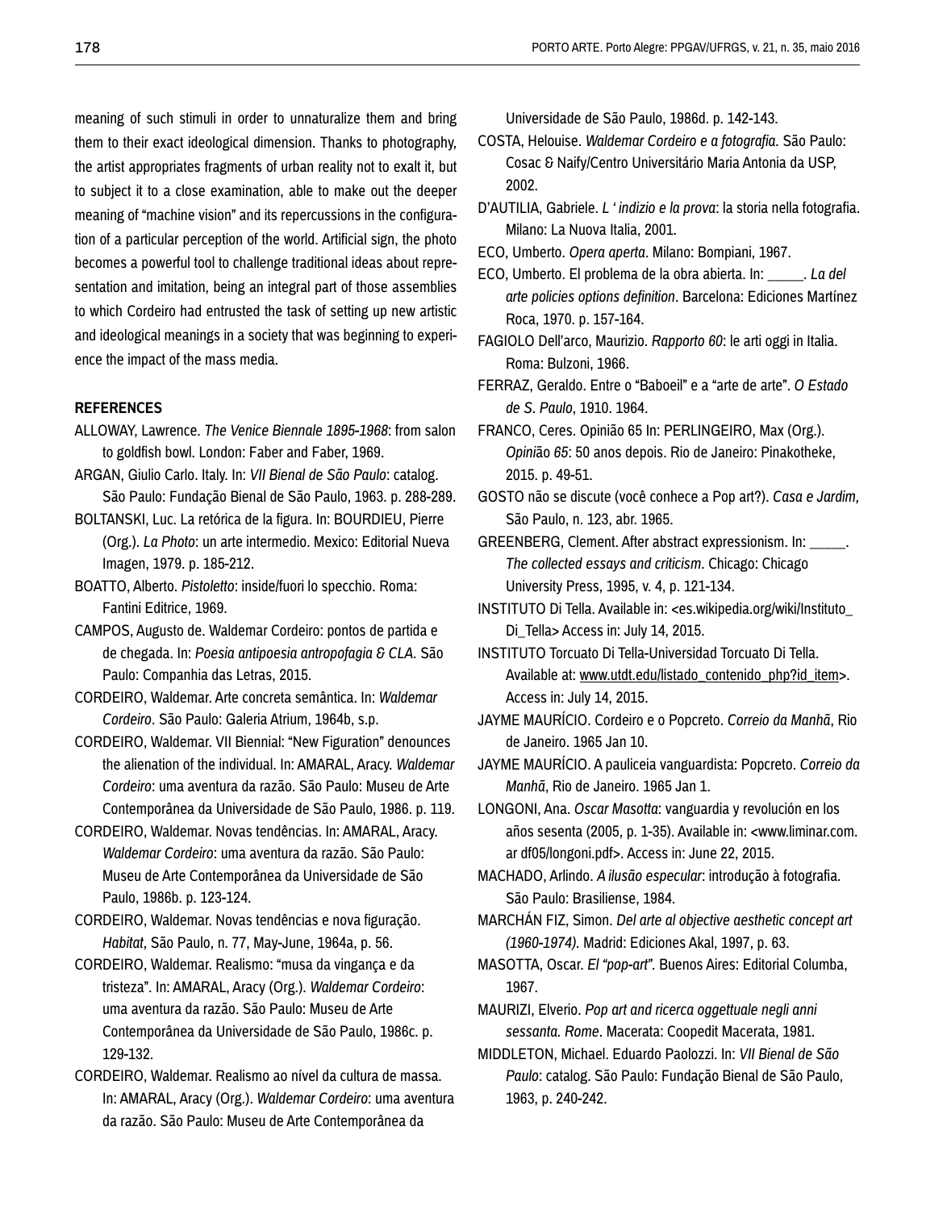meaning of such stimuli in order to unnaturalize them and bring them to their exact ideological dimension. Thanks to photography, the artist appropriates fragments of urban reality not to exalt it, but to subject it to a close examination, able to make out the deeper meaning of "machine vision" and its repercussions in the configuration of a particular perception of the world. Artificial sign, the photo becomes a powerful tool to challenge traditional ideas about representation and imitation, being an integral part of those assemblies to which Cordeiro had entrusted the task of setting up new artistic and ideological meanings in a society that was beginning to experience the impact of the mass media.

**REFERENCES**

ALLOWAY, Lawrence. *The Venice Biennale 1895-1968*: from salon to goldfish bowl. London: Faber and Faber, 1969.

ARGAN, Giulio Carlo. Italy. In: *VII Bienal de São Paulo*: catalog. São Paulo: Fundação Bienal de São Paulo, 1963. p. 288-289.

BOLTANSKI, Luc. La retórica de la figura. In: BOURDIEU, Pierre (Org.). *La Photo*: un arte intermedio. Mexico: Editorial Nueva Imagen, 1979. p. 185-212.

BOATTO, Alberto. *Pistoletto*: inside/fuori lo specchio. Roma: Fantini Editrice, 1969.

CAMPOS, Augusto de. Waldemar Cordeiro: pontos de partida e de chegada. In: *Poesia antipoesia antropofagia & CLA*. São Paulo: Companhia das Letras, 2015.

CORDEIRO, Waldemar. Arte concreta semântica. In: *Waldemar Cordeiro*. São Paulo: Galeria Atrium, 1964b, s.p.

CORDEIRO, Waldemar. VII Biennial: "New Figuration" denounces the alienation of the individual. In: AMARAL, Aracy. *Waldemar Cordeiro*: uma aventura da razão. São Paulo: Museu de Arte Contemporânea da Universidade de São Paulo, 1986. p. 119.

CORDEIRO, Waldemar. Novas tendências. In: AMARAL, Aracy. *Waldemar Cordeiro*: uma aventura da razão. São Paulo: Museu de Arte Contemporânea da Universidade de São Paulo, 1986b. p. 123-124.

CORDEIRO, Waldemar. Novas tendências e nova figuração. *Habitat*, São Paulo, n. 77, May-June, 1964a, p. 56.

CORDEIRO, Waldemar. Realismo: "musa da vingança e da tristeza". In: AMARAL, Aracy (Org.). *Waldemar Cordeiro*: uma aventura da razão. São Paulo: Museu de Arte Contemporânea da Universidade de São Paulo, 1986c. p. 129-132.

CORDEIRO, Waldemar. Realismo ao nível da cultura de massa. In: AMARAL, Aracy (Org.). *Waldemar Cordeiro*: uma aventura da razão. São Paulo: Museu de Arte Contemporânea da Universidade de São Paulo, 1986d. p. 142-143.

COSTA, Helouise. *Waldemar Cordeiro e a fotografia*. São Paulo: Cosac & Naify/Centro Universitário Maria Antonia da USP, 2002.

D'AUTILIA, Gabriele. *L ' indizio e la prova*: la storia nella fotografia. Milano: La Nuova Italia, 2001.

ECO, Umberto. *Opera aperta*. Milano: Bompiani, 1967.

ECO, Umberto. El problema de la obra abierta. In: _____. *La del arte policies options definition*. Barcelona: Ediciones Martínez Roca, 1970. p. 157-164.

FAGIOLO Dell'arco, Maurizio. *Rapporto 60*: le arti oggi in Italia. Roma: Bulzoni, 1966.

FERRAZ, Geraldo. Entre o "Baboeil" e a "arte de arte". *O Estado de S. Paulo*, 1910. 1964.

FRANCO, Ceres. Opinião 65 In: PERLINGEIRO, Max (Org.). *Opinião 65*: 50 anos depois. Rio de Janeiro: Pinakotheke, 2015. p. 49-51.

GOSTO não se discute (você conhece a Pop art?). *Casa e Jardim*, São Paulo, n. 123, abr. 1965.

GREENBERG, Clement. After abstract expressionism. In: _____. *The collected essays and criticism*. Chicago: Chicago University Press, 1995, v. 4, p. 121-134.

INSTITUTO Di Tella. Available in: <es.wikipedia.org/wiki/Instituto_Di_Tella> Access in: July 14, 2015.

INSTITUTO Torcuato Di Tella-Universidad Torcuato Di Tella. Available at: www.utdt.edu/listado_contenido_php?id_item>. Access in: July 14, 2015.

JAYME MAURÍCIO. Cordeiro e o Popcreto. *Correio da Manhã*, Rio de Janeiro. 1965 Jan 10.

JAYME MAURÍCIO. A pauliceia vanguardista: Popcreto. *Correio da Manhã*, Rio de Janeiro. 1965 Jan 1.

LONGONI, Ana. *Oscar Masotta*: vanguardia y revolución en los años sesenta (2005, p. 1-35). Available in: <www.liminar.com.ar df05/longoni.pdf>. Access in: June 22, 2015.

MACHADO, Arlindo. *A ilusão especular*: introdução à fotografia. São Paulo: Brasiliense, 1984.

MARCHÁN FIZ, Simon. *Del arte al objective aesthetic concept art (1960-1974).* Madrid: Ediciones Akal, 1997, p. 63.

MASOTTA, Oscar. *El "pop-art"*. Buenos Aires: Editorial Columba, 1967.

MAURIZI, Elverio. *Pop art and ricerca oggettuale negli anni sessanta. Rome*. Macerata: Coopedit Macerata, 1981.

MIDDLETON, Michael. Eduardo Paolozzi. In: *VII Bienal de São Paulo*: catalog. São Paulo: Fundação Bienal de São Paulo, 1963, p. 240-242.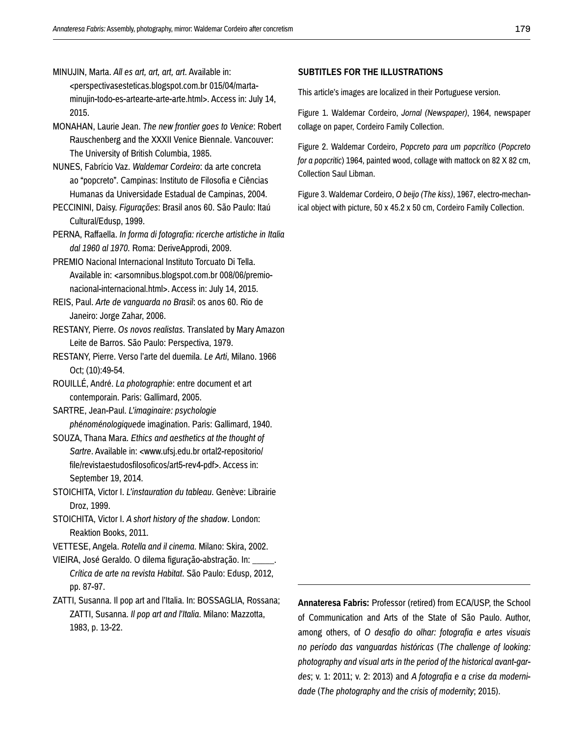MINUJIN, Marta. *All es art, art, art, art*. Available in: <perspectivasesteticas.blogspot.com.br 015/04/marta-minujin-todo-es-artearte-arte-arte.html>. Access in: July 14, 2015.

MONAHAN, Laurie Jean. *The new frontier goes to Venice*: Robert Rauschenberg and the XXXII Venice Biennale. Vancouver: The University of British Columbia, 1985.

NUNES, Fabrício Vaz. *Waldemar Cordeiro*: da arte concreta ao "popcreto". Campinas: Instituto de Filosofia e Ciências Humanas da Universidade Estadual de Campinas, 2004.

PECCININI, Daisy. *Figurações*: Brasil anos 60. São Paulo: Itaú Cultural/Edusp, 1999.

PERNA, Raffaella. *In forma di fotografia: ricerche artistiche in Italia dal 1960 al 1970.* Roma: DeriveApprodi, 2009.

PREMIO Nacional Internacional Instituto Torcuato Di Tella. Available in: <arsomnibus.blogspot.com.br 008/06/premio-nacional-internacional.html>. Access in: July 14, 2015.

REIS, Paul. *Arte de vanguarda no Brasil*: os anos 60. Rio de Janeiro: Jorge Zahar, 2006.

RESTANY, Pierre. *Os novos realistas*. Translated by Mary Amazon Leite de Barros. São Paulo: Perspectiva, 1979.

RESTANY, Pierre. Verso l'arte del duemila. *Le Arti*, Milano. 1966 Oct; (10):49-54.

ROUILLÉ, André. *La photographie*: entre document et art contemporain. Paris: Gallimard, 2005.

SARTRE, Jean-Paul. *L'imaginaire: psychologie phénoménologique*de imagination. Paris: Gallimard, 1940.

SOUZA, Thana Mara. *Ethics and aesthetics at the thought of Sartre*. Available in: <www.ufsj.edu.br ortal2-repositorio/file/revistaestudosfilosoficos/art5-rev4-pdf>. Access in: September 19, 2014.

STOICHITA, Victor I. *L'instauration du tableau*. Genève: Librairie Droz, 1999.

STOICHITA, Victor I. *A short history of the shadow*. London: Reaktion Books, 2011.

VETTESE, Angela. *Rotella and il cinema*. Milano: Skira, 2002.

VIEIRA, José Geraldo. O dilema figuração-abstração. In: _____. *Crítica de arte na revista Habitat*. São Paulo: Edusp, 2012, pp. 87-97.

ZATTI, Susanna. Il pop art and l'Italia. In: BOSSAGLIA, Rossana; ZATTI, Susanna. *Il pop art and l'Italia*. Milano: Mazzotta, 1983, p. 13-22.

**SUBTITLES FOR THE ILLUSTRATIONS**

This article's images are localized in their Portuguese version.

Figure 1. Waldemar Cordeiro, *Jornal (Newspaper)*, 1964, newspaper collage on paper, Cordeiro Family Collection.

Figure 2. Waldemar Cordeiro, *Popcreto para um popcrítico* (*Popcreto for a popcritic*) 1964, painted wood, collage with mattock on 82 X 82 cm, Collection Saul Libman.

Figure 3. Waldemar Cordeiro, *O beijo (The kiss)*, 1967, electro-mechanical object with picture, 50 x 45.2 x 50 cm, Cordeiro Family Collection.

---

**Annateresa Fabris:** Professor (retired) from ECA/USP, the School of Communication and Arts of the State of São Paulo. Author, among others, of *O desafio do olhar: fotografia e artes visuais no período das vanguardas históricas* (*The challenge of looking: photography and visual arts in the period of the historical avant-gardes*; v. 1: 2011; v. 2: 2013) and *A fotografia e a crise da modernidade* (*The photography and the crisis of modernity*; 2015).